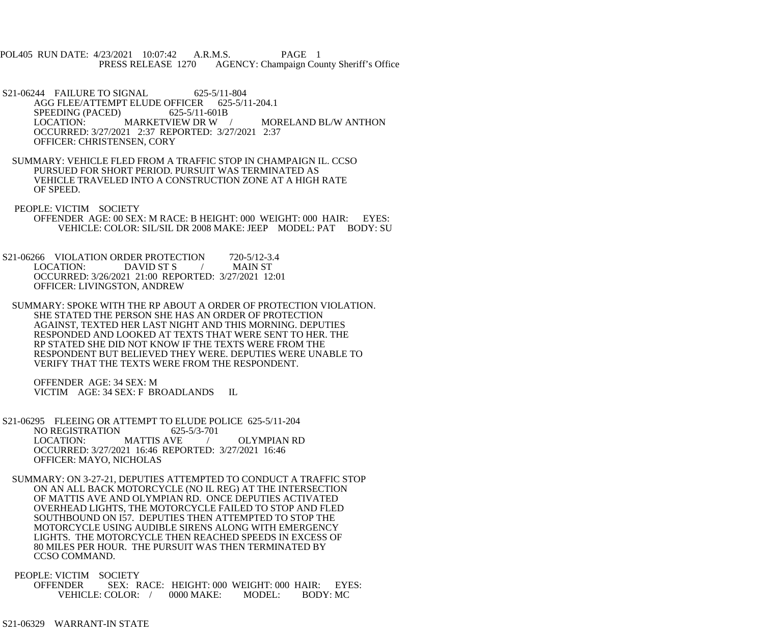POL405 RUN DATE: 4/23/2021 10:07:42 A.R.M.S. PAGE 1
PRESS RELEASE 1270 AGENCY: Champaign County Sheriff's Office

S21-06244 FAILURE TO SIGNAL 625-5/11-804
AGG FLEE/ATTEMPT ELUDE OFFICER 625-5/11-204.1
SPEEDING (PACED) 625-5/11-601B
LOCATION: MARKETVIEW DR W / MORELAND BL/W ANTHON
OCCURRED: 3/27/2021 2:37 REPORTED: 3/27/2021 2:37
OFFICER: CHRISTENSEN, CORY

SUMMARY: VEHICLE FLED FROM A TRAFFIC STOP IN CHAMPAIGN IL. CCSO PURSUED FOR SHORT PERIOD. PURSUIT WAS TERMINATED AS VEHICLE TRAVELED INTO A CONSTRUCTION ZONE AT A HIGH RATE OF SPEED.

PEOPLE: VICTIM SOCIETY
OFFENDER AGE: 00 SEX: M RACE: B HEIGHT: 000 WEIGHT: 000 HAIR: EYES:
VEHICLE: COLOR: SIL/SIL DR 2008 MAKE: JEEP MODEL: PAT BODY: SU

S21-06266 VIOLATION ORDER PROTECTION 720-5/12-3.4
LOCATION: DAVID ST S / MAIN ST
OCCURRED: 3/26/2021 21:00 REPORTED: 3/27/2021 12:01
OFFICER: LIVINGSTON, ANDREW

SUMMARY: SPOKE WITH THE RP ABOUT A ORDER OF PROTECTION VIOLATION. SHE STATED THE PERSON SHE HAS AN ORDER OF PROTECTION AGAINST, TEXTED HER LAST NIGHT AND THIS MORNING. DEPUTIES RESPONDED AND LOOKED AT TEXTS THAT WERE SENT TO HER. THE RP STATED SHE DID NOT KNOW IF THE TEXTS WERE FROM THE RESPONDENT BUT BELIEVED THEY WERE. DEPUTIES WERE UNABLE TO VERIFY THAT THE TEXTS WERE FROM THE RESPONDENT.

OFFENDER AGE: 34 SEX: M
VICTIM AGE: 34 SEX: F BROADLANDS IL

S21-06295 FLEEING OR ATTEMPT TO ELUDE POLICE 625-5/11-204
NO REGISTRATION 625-5/3-701
LOCATION: MATTIS AVE / OLYMPIAN RD
OCCURRED: 3/27/2021 16:46 REPORTED: 3/27/2021 16:46
OFFICER: MAYO, NICHOLAS

SUMMARY: ON 3-27-21, DEPUTIES ATTEMPTED TO CONDUCT A TRAFFIC STOP ON AN ALL BACK MOTORCYCLE (NO IL REG) AT THE INTERSECTION OF MATTIS AVE AND OLYMPIAN RD. ONCE DEPUTIES ACTIVATED OVERHEAD LIGHTS, THE MOTORCYCLE FAILED TO STOP AND FLED SOUTHBOUND ON I57. DEPUTIES THEN ATTEMPTED TO STOP THE MOTORCYCLE USING AUDIBLE SIRENS ALONG WITH EMERGENCY LIGHTS. THE MOTORCYCLE THEN REACHED SPEEDS IN EXCESS OF 80 MILES PER HOUR. THE PURSUIT WAS THEN TERMINATED BY CCSO COMMAND.

PEOPLE: VICTIM SOCIETY
OFFENDER SEX: RACE: HEIGHT: 000 WEIGHT: 000 HAIR: EYES:
VEHICLE: COLOR: / 0000 MAKE: MODEL: BODY: MC

S21-06329 WARRANT-IN STATE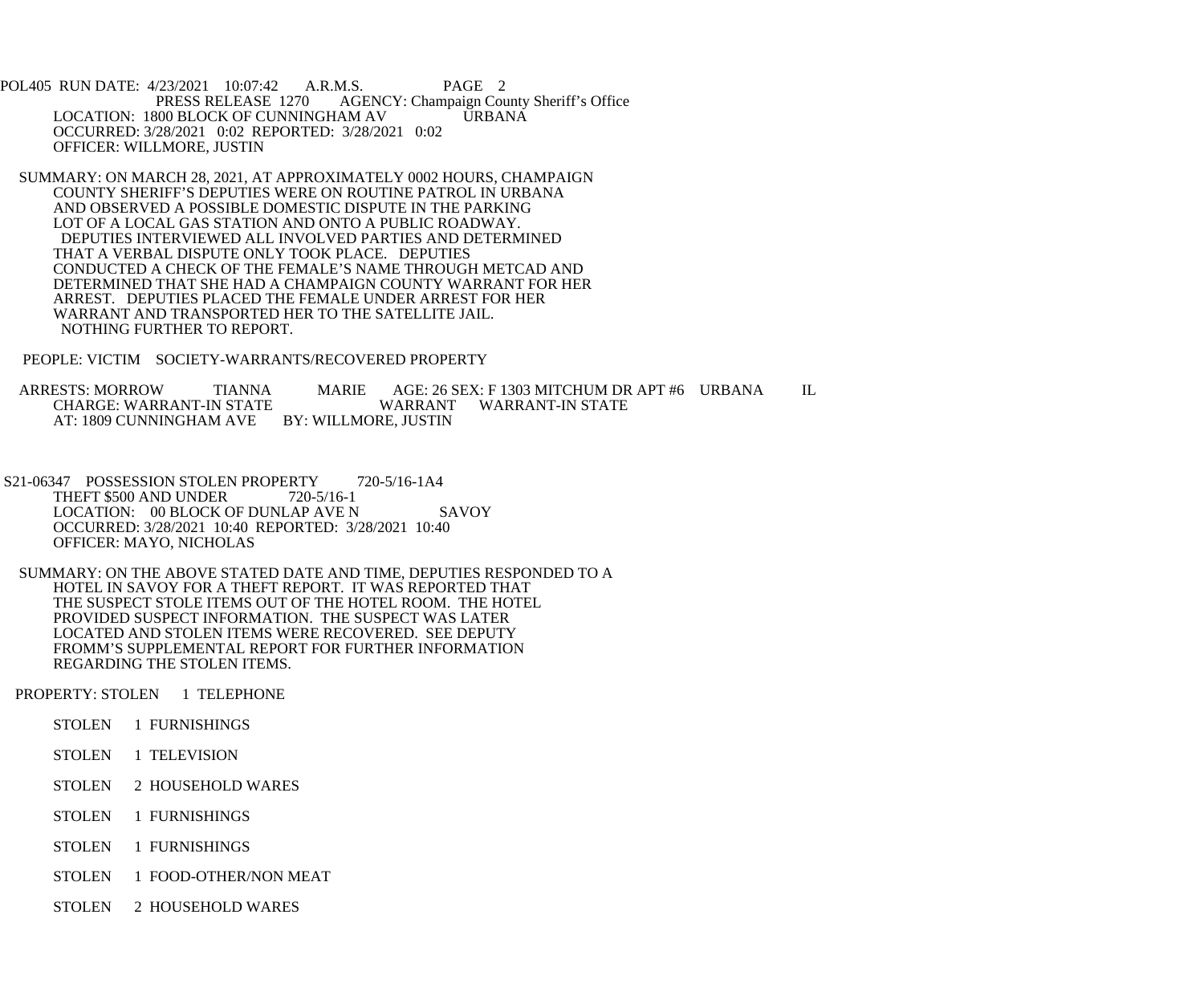PRESS RELEASE 1270 AGENCY: Champaign County Sheriff's Office
LOCATION: 1800 BLOCK OF CUNNINGHAM AV URBANA
OCCURRED: 3/28/2021 0:02 REPORTED: 3/28/2021 0:02
OFFICER: WILLMORE, JUSTIN

SUMMARY: ON MARCH 28, 2021, AT APPROXIMATELY 0002 HOURS, CHAMPAIGN COUNTY SHERIFF'S DEPUTIES WERE ON ROUTINE PATROL IN URBANA AND OBSERVED A POSSIBLE DOMESTIC DISPUTE IN THE PARKING LOT OF A LOCAL GAS STATION AND ONTO A PUBLIC ROADWAY. DEPUTIES INTERVIEWED ALL INVOLVED PARTIES AND DETERMINED THAT A VERBAL DISPUTE ONLY TOOK PLACE. DEPUTIES CONDUCTED A CHECK OF THE FEMALE'S NAME THROUGH METCAD AND DETERMINED THAT SHE HAD A CHAMPAIGN COUNTY WARRANT FOR HER ARREST. DEPUTIES PLACED THE FEMALE UNDER ARREST FOR HER WARRANT AND TRANSPORTED HER TO THE SATELLITE JAIL. NOTHING FURTHER TO REPORT.

PEOPLE: VICTIM SOCIETY-WARRANTS/RECOVERED PROPERTY

ARRESTS: MORROW TIANNA MARIE AGE: 26 SEX: F 1303 MITCHUM DR APT #6 URBANA IL
CHARGE: WARRANT-IN STATE WARRANT WARRANT-IN STATE
AT: 1809 CUNNINGHAM AVE BY: WILLMORE, JUSTIN

S21-06347 POSSESSION STOLEN PROPERTY 720-5/16-1A4
THEFT $500 AND UNDER 720-5/16-1
LOCATION: 00 BLOCK OF DUNLAP AVE N SAVOY
OCCURRED: 3/28/2021 10:40 REPORTED: 3/28/2021 10:40
OFFICER: MAYO, NICHOLAS

SUMMARY: ON THE ABOVE STATED DATE AND TIME, DEPUTIES RESPONDED TO A HOTEL IN SAVOY FOR A THEFT REPORT. IT WAS REPORTED THAT THE SUSPECT STOLE ITEMS OUT OF THE HOTEL ROOM. THE HOTEL PROVIDED SUSPECT INFORMATION. THE SUSPECT WAS LATER LOCATED AND STOLEN ITEMS WERE RECOVERED. SEE DEPUTY FROMM'S SUPPLEMENTAL REPORT FOR FURTHER INFORMATION REGARDING THE STOLEN ITEMS.

PROPERTY: STOLEN 1 TELEPHONE

STOLEN 1 FURNISHINGS

STOLEN 1 TELEVISION

STOLEN 2 HOUSEHOLD WARES

STOLEN 1 FURNISHINGS

STOLEN 1 FURNISHINGS

STOLEN 1 FOOD-OTHER/NON MEAT

STOLEN 2 HOUSEHOLD WARES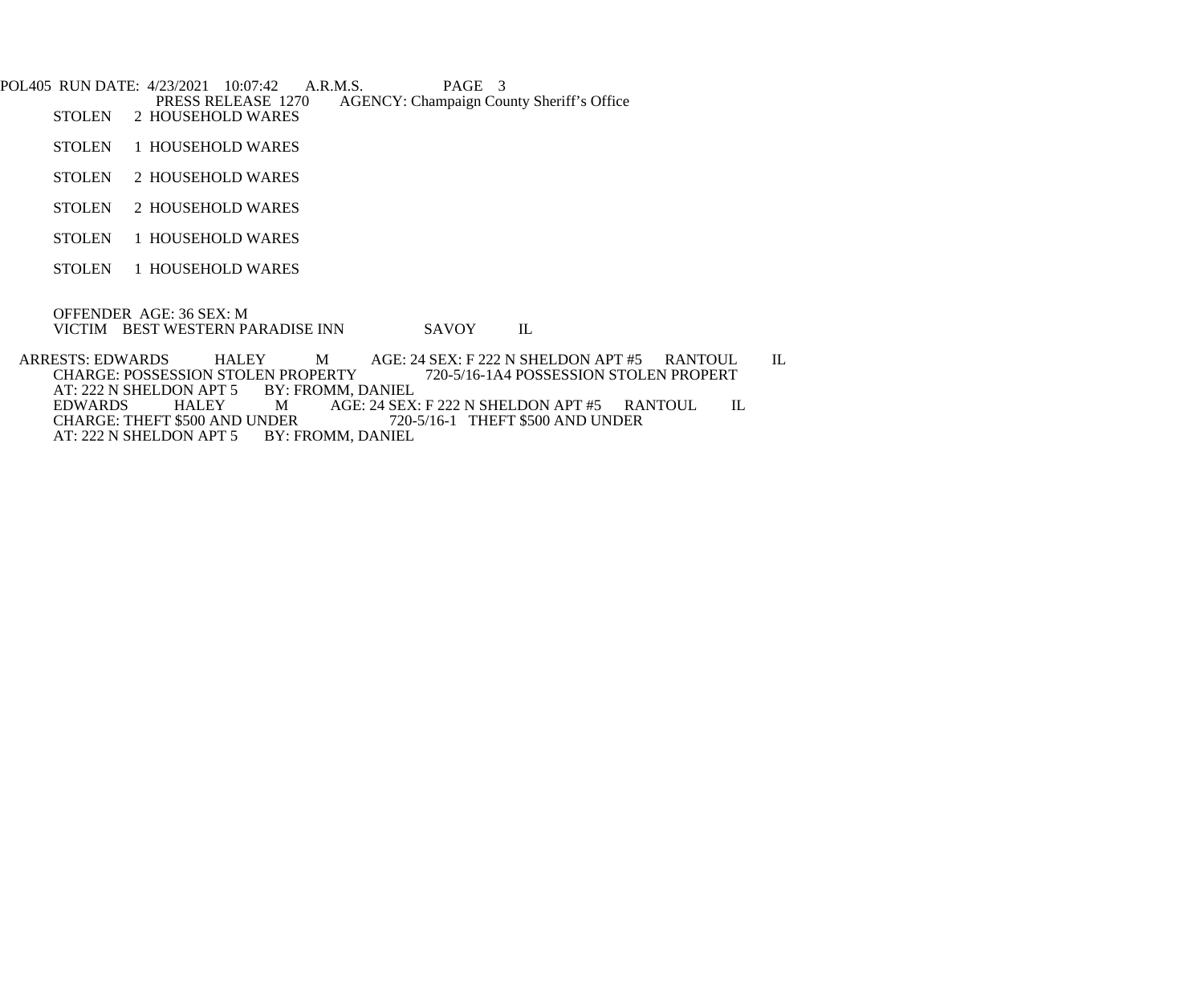STOLEN 2 HOUSEHOLD WARES

STOLEN 1 HOUSEHOLD WARES

STOLEN 2 HOUSEHOLD WARES

STOLEN 2 HOUSEHOLD WARES

STOLEN 1 HOUSEHOLD WARES

STOLEN 1 HOUSEHOLD WARES

OFFENDER AGE: 36 SEX: M
VICTIM BEST WESTERN PARADISE INN SAVOY IL

ARRESTS: EDWARDS HALEY M AGE: 24 SEX: F 222 N SHELDON APT #5 RANTOUL IL
CHARGE: POSSESSION STOLEN PROPERTY 720-5/16-1A4 POSSESSION STOLEN PROPERT
AT: 222 N SHELDON APT 5 BY: FROMM, DANIEL
EDWARDS HALEY M AGE: 24 SEX: F 222 N SHELDON APT #5 RANTOUL IL
CHARGE: THEFT $500 AND UNDER 720-5/16-1 THEFT $500 AND UNDER
AT: 222 N SHELDON APT 5 BY: FROMM, DANIEL